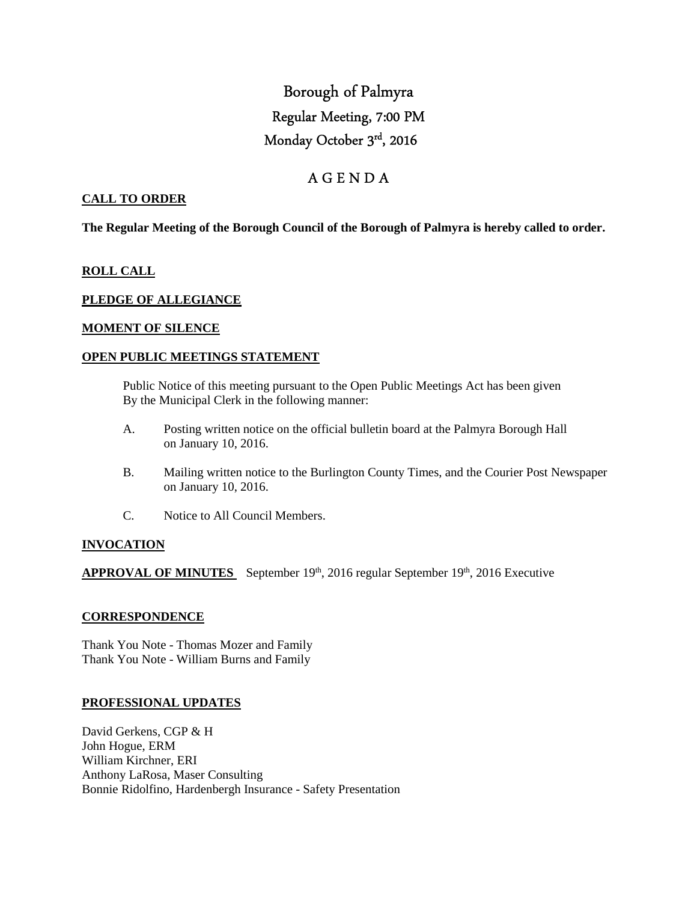# Borough of Palmyra

## Regular Meeting, 7:00 PM

## Monday October 3rd, 2016

## A G E N D A

**CALL TO ORDER**

**The Regular Meeting of the Borough Council of the Borough of Palmyra is hereby called to order.**

**ROLL CALL**

**PLEDGE OF ALLEGIANCE**

**MOMENT OF SILENCE**

**OPEN PUBLIC MEETINGS STATEMENT**

Public Notice of this meeting pursuant to the Open Public Meetings Act has been given By the Municipal Clerk in the following manner:

A. Posting written notice on the official bulletin board at the Palmyra Borough Hall on January 10, 2016.

B. Mailing written notice to the Burlington County Times, and the Courier Post Newspaper on January 10, 2016.

C. Notice to All Council Members.

**INVOCATION**

**APPROVAL OF MINUTES** September 19th, 2016 regular September 19th, 2016 Executive

**CORRESPONDENCE**

Thank You Note - Thomas Mozer and Family
Thank You Note - William Burns and Family

**PROFESSIONAL UPDATES**

David Gerkens, CGP & H
John Hogue, ERM
William Kirchner, ERI
Anthony LaRosa, Maser Consulting
Bonnie Ridolfino, Hardenbergh Insurance - Safety Presentation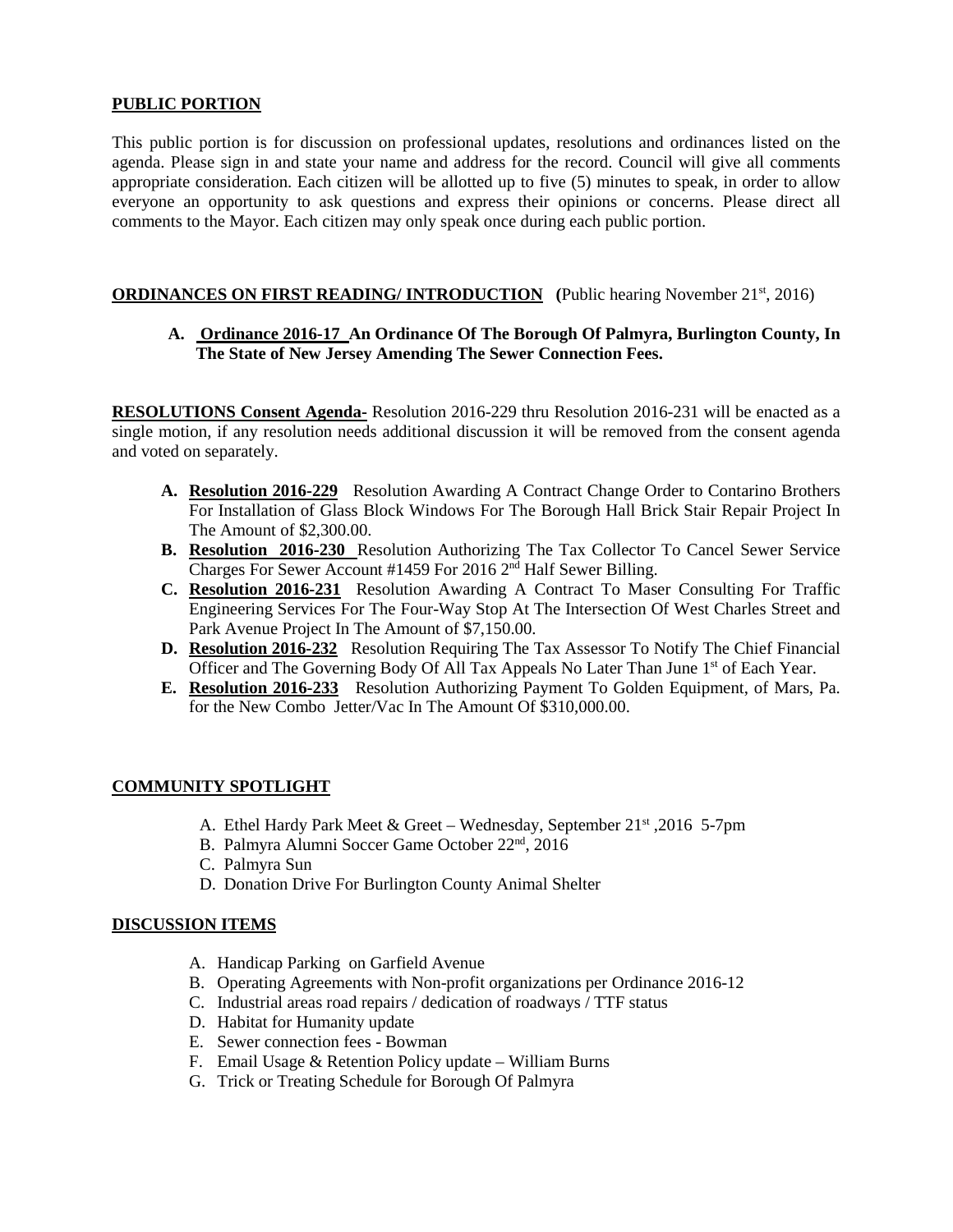**PUBLIC PORTION**

This public portion is for discussion on professional updates, resolutions and ordinances listed on the agenda. Please sign in and state your name and address for the record. Council will give all comments appropriate consideration. Each citizen will be allotted up to five (5) minutes to speak, in order to allow everyone an opportunity to ask questions and express their opinions or concerns. Please direct all comments to the Mayor. Each citizen may only speak once during each public portion.

**ORDINANCES ON FIRST READING/ INTRODUCTION** (Public hearing November 21st, 2016)

A. **Ordinance 2016-17 An Ordinance Of The Borough Of Palmyra, Burlington County, In The State of New Jersey Amending The Sewer Connection Fees.**

**RESOLUTIONS Consent Agenda-** Resolution 2016-229 thru Resolution 2016-231 will be enacted as a single motion, if any resolution needs additional discussion it will be removed from the consent agenda and voted on separately.

A. **Resolution 2016-229** Resolution Awarding A Contract Change Order to Contarino Brothers For Installation of Glass Block Windows For The Borough Hall Brick Stair Repair Project In The Amount of $2,300.00.
B. **Resolution 2016-230** Resolution Authorizing The Tax Collector To Cancel Sewer Service Charges For Sewer Account #1459 For 2016 2nd Half Sewer Billing.
C. **Resolution 2016-231** Resolution Awarding A Contract To Maser Consulting For Traffic Engineering Services For The Four-Way Stop At The Intersection Of West Charles Street and Park Avenue Project In The Amount of $7,150.00.
D. **Resolution 2016-232** Resolution Requiring The Tax Assessor To Notify The Chief Financial Officer and The Governing Body Of All Tax Appeals No Later Than June 1st of Each Year.
E. **Resolution 2016-233** Resolution Authorizing Payment To Golden Equipment, of Mars, Pa. for the New Combo Jetter/Vac In The Amount Of $310,000.00.

**COMMUNITY SPOTLIGHT**

A. Ethel Hardy Park Meet & Greet – Wednesday, September 21st ,2016 5-7pm
B. Palmyra Alumni Soccer Game October 22nd, 2016
C. Palmyra Sun
D. Donation Drive For Burlington County Animal Shelter

**DISCUSSION ITEMS**

A. Handicap Parking on Garfield Avenue
B. Operating Agreements with Non-profit organizations per Ordinance 2016-12
C. Industrial areas road repairs / dedication of roadways / TTF status
D. Habitat for Humanity update
E. Sewer connection fees - Bowman
F. Email Usage & Retention Policy update – William Burns
G. Trick or Treating Schedule for Borough Of Palmyra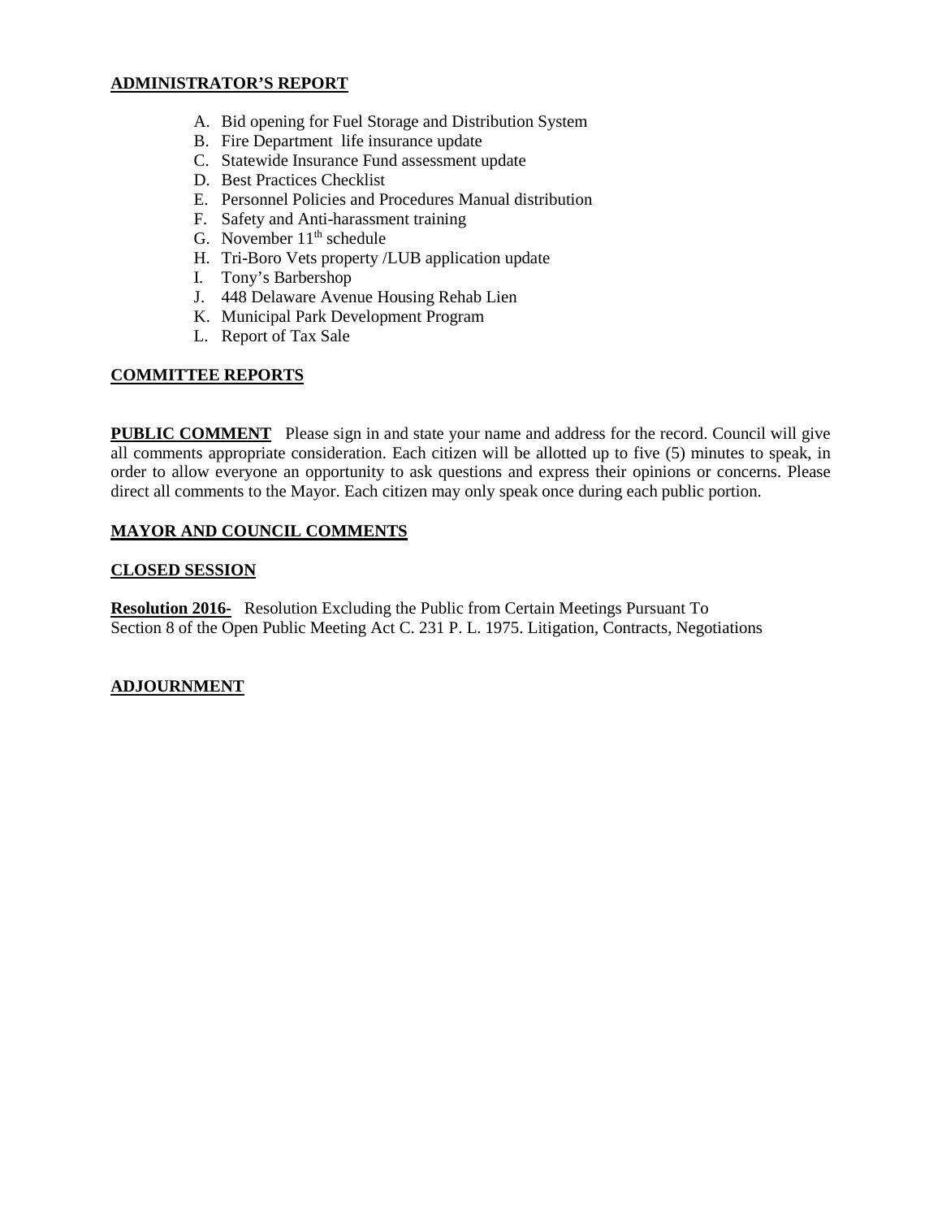**ADMINISTRATOR'S REPORT**

A. Bid opening for Fuel Storage and Distribution System
B. Fire Department life insurance update
C. Statewide Insurance Fund assessment update
D. Best Practices Checklist
E. Personnel Policies and Procedures Manual distribution
F. Safety and Anti-harassment training
G. November 11th schedule
H. Tri-Boro Vets property /LUB application update
I. Tony's Barbershop
J. 448 Delaware Avenue Housing Rehab Lien
K. Municipal Park Development Program
L. Report of Tax Sale

**COMMITTEE REPORTS**

**PUBLIC COMMENT** Please sign in and state your name and address for the record. Council will give all comments appropriate consideration. Each citizen will be allotted up to five (5) minutes to speak, in order to allow everyone an opportunity to ask questions and express their opinions or concerns. Please direct all comments to the Mayor. Each citizen may only speak once during each public portion.

**MAYOR AND COUNCIL COMMENTS**

**CLOSED SESSION**

**Resolution 2016-** Resolution Excluding the Public from Certain Meetings Pursuant To Section 8 of the Open Public Meeting Act C. 231 P. L. 1975. Litigation, Contracts, Negotiations

**ADJOURNMENT**